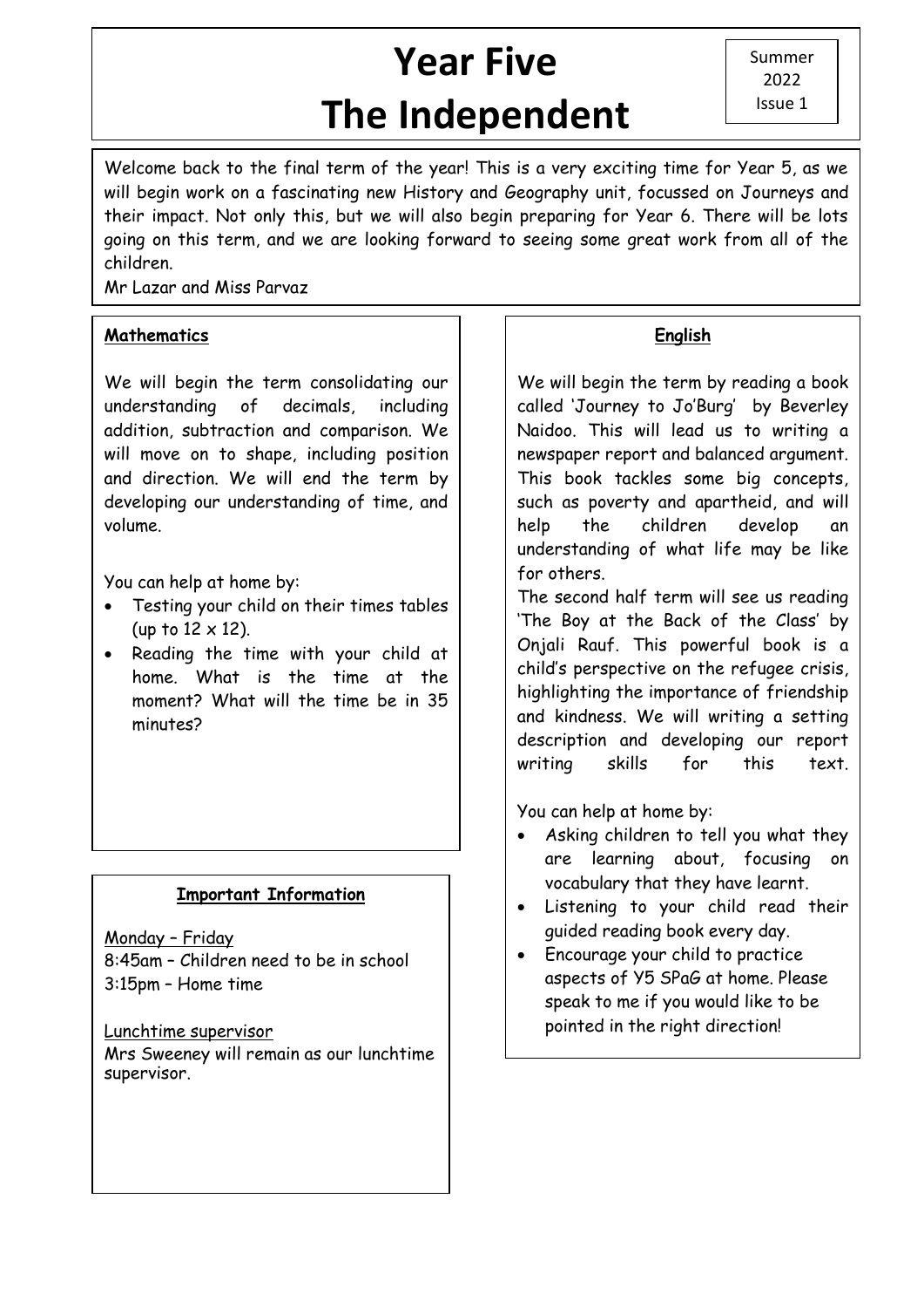# Year Five
# The Independent

Summer 2022
Issue 1

Welcome back to the final term of the year! This is a very exciting time for Year 5, as we will begin work on a fascinating new History and Geography unit, focussed on Journeys and their impact. Not only this, but we will also begin preparing for Year 6. There will be lots going on this term, and we are looking forward to seeing some great work from all of the children.

Mr Lazar and Miss Parvaz

## Mathematics

We will begin the term consolidating our understanding of decimals, including addition, subtraction and comparison. We will move on to shape, including position and direction. We will end the term by developing our understanding of time, and volume.

You can help at home by:

- Testing your child on their times tables (up to 12 x 12).
- Reading the time with your child at home. What is the time at the moment? What will the time be in 35 minutes?

## Important Information

Monday – Friday
8:45am – Children need to be in school
3:15pm – Home time

Lunchtime supervisor
Mrs Sweeney will remain as our lunchtime supervisor.

## English

We will begin the term by reading a book called 'Journey to Jo'Burg' by Beverley Naidoo. This will lead us to writing a newspaper report and balanced argument. This book tackles some big concepts, such as poverty and apartheid, and will help the children develop an understanding of what life may be like for others.

The second half term will see us reading 'The Boy at the Back of the Class' by Onjali Rauf. This powerful book is a child's perspective on the refugee crisis, highlighting the importance of friendship and kindness. We will writing a setting description and developing our report writing skills for this text.

You can help at home by:

- Asking children to tell you what they are learning about, focusing on vocabulary that they have learnt.
- Listening to your child read their guided reading book every day.
- Encourage your child to practice aspects of Y5 SPaG at home. Please speak to me if you would like to be pointed in the right direction!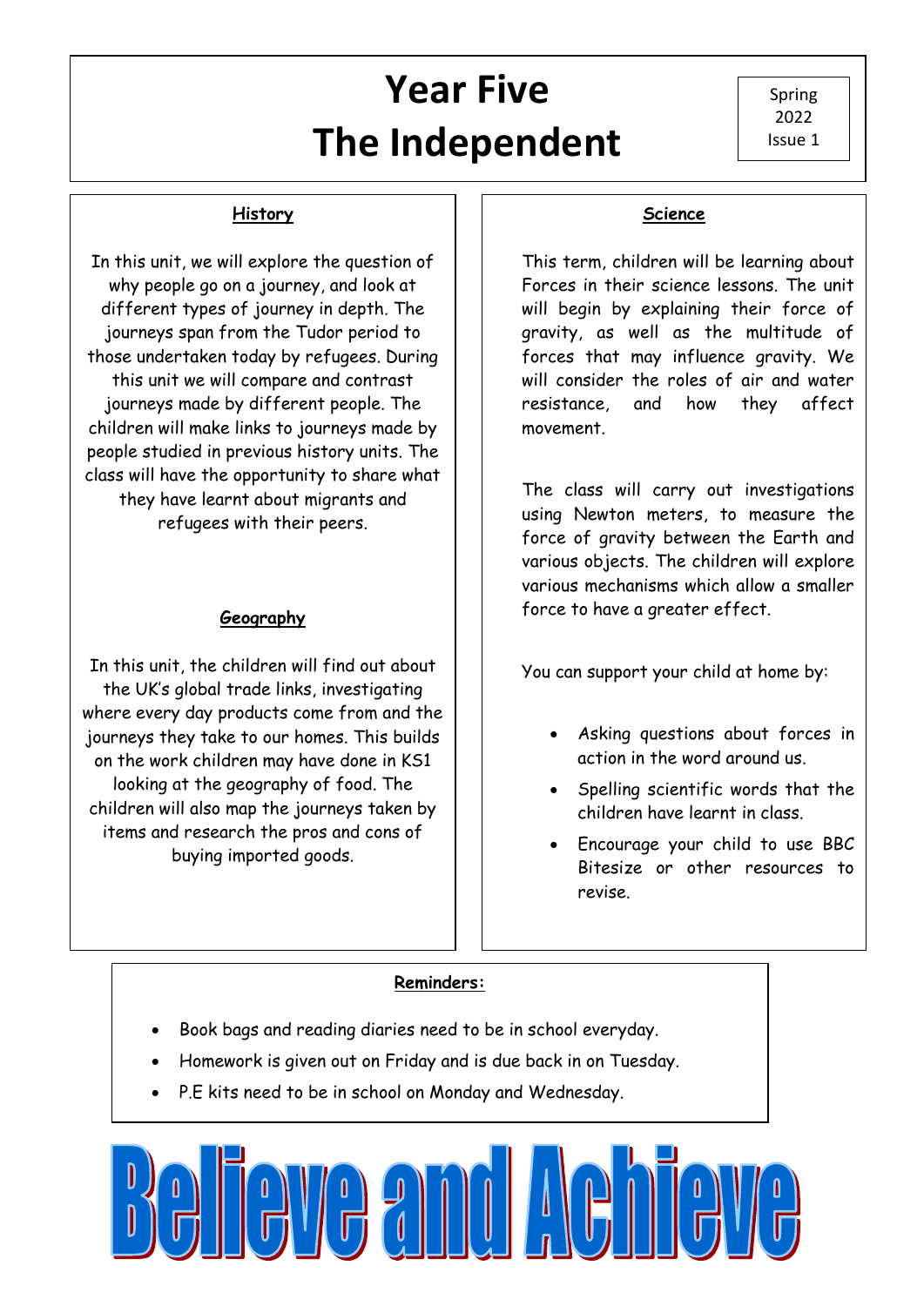# Year Five
# The Independent

Spring 2022 Issue 1

## History

In this unit, we will explore the question of why people go on a journey, and look at different types of journey in depth. The journeys span from the Tudor period to those undertaken today by refugees. During this unit we will compare and contrast journeys made by different people. The children will make links to journeys made by people studied in previous history units. The class will have the opportunity to share what they have learnt about migrants and refugees with their peers.

## Geography

In this unit, the children will find out about the UK's global trade links, investigating where every day products come from and the journeys they take to our homes. This builds on the work children may have done in KS1 looking at the geography of food. The children will also map the journeys taken by items and research the pros and cons of buying imported goods.

## Science

This term, children will be learning about Forces in their science lessons. The unit will begin by explaining their force of gravity, as well as the multitude of forces that may influence gravity. We will consider the roles of air and water resistance, and how they affect movement.

The class will carry out investigations using Newton meters, to measure the force of gravity between the Earth and various objects. The children will explore various mechanisms which allow a smaller force to have a greater effect.

You can support your child at home by:

- Asking questions about forces in action in the word around us.
- Spelling scientific words that the children have learnt in class.
- Encourage your child to use BBC Bitesize or other resources to revise.

## Reminders:

- Book bags and reading diaries need to be in school everyday.
- Homework is given out on Friday and is due back in on Tuesday.
- P.E kits need to be in school on Monday and Wednesday.

# Believe and Achieve